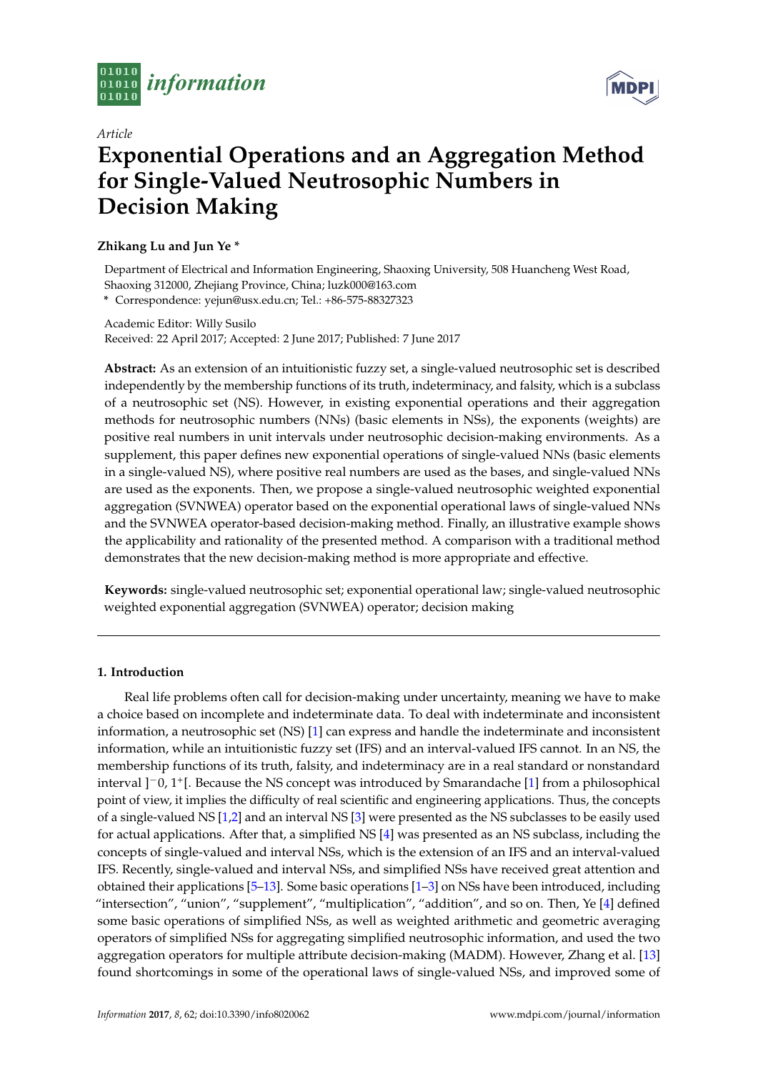*Article*

# Exponential Operations and an Aggregation Method for Single-Valued Neutrosophic Numbers in Decision Making

**Zhikang Lu and Jun Ye \***

Department of Electrical and Information Engineering, Shaoxing University, 508 Huancheng West Road, Shaoxing 312000, Zhejiang Province, China; luzk000@163.com

**\*** Correspondence: yejun@usx.edu.cn; Tel.: +86-575-88327323

Academic Editor: Willy Susilo

Received: 22 April 2017; Accepted: 2 June 2017; Published: 7 June 2017

**Abstract:** As an extension of an intuitionistic fuzzy set, a single-valued neutrosophic set is described independently by the membership functions of its truth, indeterminacy, and falsity, which is a subclass of a neutrosophic set (NS). However, in existing exponential operations and their aggregation methods for neutrosophic numbers (NNs) (basic elements in NSs), the exponents (weights) are positive real numbers in unit intervals under neutrosophic decision-making environments. As a supplement, this paper defines new exponential operations of single-valued NNs (basic elements in a single-valued NS), where positive real numbers are used as the bases, and single-valued NNs are used as the exponents. Then, we propose a single-valued neutrosophic weighted exponential aggregation (SVNWEA) operator based on the exponential operational laws of single-valued NNs and the SVNWEA operator-based decision-making method. Finally, an illustrative example shows the applicability and rationality of the presented method. A comparison with a traditional method demonstrates that the new decision-making method is more appropriate and effective.

**Keywords:** single-valued neutrosophic set; exponential operational law; single-valued neutrosophic weighted exponential aggregation (SVNWEA) operator; decision making

## 1. Introduction

Real life problems often call for decision-making under uncertainty, meaning we have to make a choice based on incomplete and indeterminate data. To deal with indeterminate and inconsistent information, a neutrosophic set (NS) [1] can express and handle the indeterminate and inconsistent information, while an intuitionistic fuzzy set (IFS) and an interval-valued IFS cannot. In an NS, the membership functions of its truth, falsity, and indeterminacy are in a real standard or nonstandard interval $]^{-}0, 1^{+}[$. Because the NS concept was introduced by Smarandache [1] from a philosophical point of view, it implies the difficulty of real scientific and engineering applications. Thus, the concepts of a single-valued NS [1,2] and an interval NS [3] were presented as the NS subclasses to be easily used for actual applications. After that, a simplified NS [4] was presented as an NS subclass, including the concepts of single-valued and interval NSs, which is the extension of an IFS and an interval-valued IFS. Recently, single-valued and interval NSs, and simplified NSs have received great attention and obtained their applications [5–13]. Some basic operations [1–3] on NSs have been introduced, including "intersection", "union", "supplement", "multiplication", "addition", and so on. Then, Ye [4] defined some basic operations of simplified NSs, as well as weighted arithmetic and geometric averaging operators of simplified NSs for aggregating simplified neutrosophic information, and used the two aggregation operators for multiple attribute decision-making (MADM). However, Zhang et al. [13] found shortcomings in some of the operational laws of single-valued NSs, and improved some of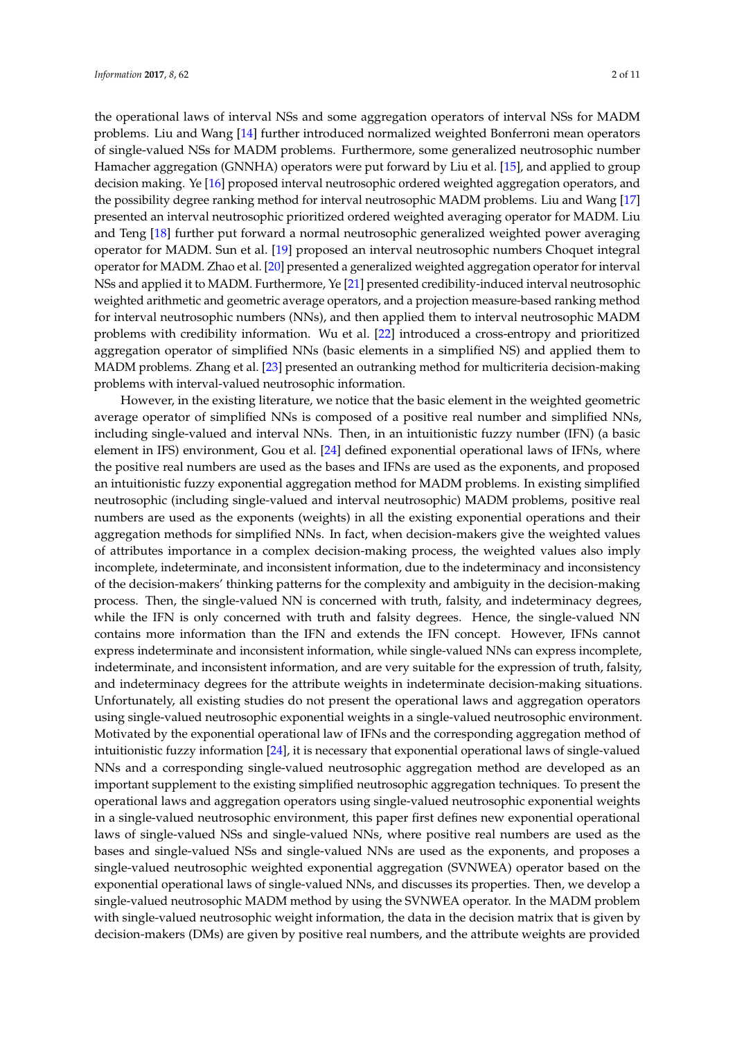the operational laws of interval NSs and some aggregation operators of interval NSs for MADM problems. Liu and Wang [14] further introduced normalized weighted Bonferroni mean operators of single-valued NSs for MADM problems. Furthermore, some generalized neutrosophic number Hamacher aggregation (GNNHA) operators were put forward by Liu et al. [15], and applied to group decision making. Ye [16] proposed interval neutrosophic ordered weighted aggregation operators, and the possibility degree ranking method for interval neutrosophic MADM problems. Liu and Wang [17] presented an interval neutrosophic prioritized ordered weighted averaging operator for MADM. Liu and Teng [18] further put forward a normal neutrosophic generalized weighted power averaging operator for MADM. Sun et al. [19] proposed an interval neutrosophic numbers Choquet integral operator for MADM. Zhao et al. [20] presented a generalized weighted aggregation operator for interval NSs and applied it to MADM. Furthermore, Ye [21] presented credibility-induced interval neutrosophic weighted arithmetic and geometric average operators, and a projection measure-based ranking method for interval neutrosophic numbers (NNs), and then applied them to interval neutrosophic MADM problems with credibility information. Wu et al. [22] introduced a cross-entropy and prioritized aggregation operator of simplified NNs (basic elements in a simplified NS) and applied them to MADM problems. Zhang et al. [23] presented an outranking method for multicriteria decision-making problems with interval-valued neutrosophic information.

However, in the existing literature, we notice that the basic element in the weighted geometric average operator of simplified NNs is composed of a positive real number and simplified NNs, including single-valued and interval NNs. Then, in an intuitionistic fuzzy number (IFN) (a basic element in IFS) environment, Gou et al. [24] defined exponential operational laws of IFNs, where the positive real numbers are used as the bases and IFNs are used as the exponents, and proposed an intuitionistic fuzzy exponential aggregation method for MADM problems. In existing simplified neutrosophic (including single-valued and interval neutrosophic) MADM problems, positive real numbers are used as the exponents (weights) in all the existing exponential operations and their aggregation methods for simplified NNs. In fact, when decision-makers give the weighted values of attributes importance in a complex decision-making process, the weighted values also imply incomplete, indeterminate, and inconsistent information, due to the indeterminacy and inconsistency of the decision-makers' thinking patterns for the complexity and ambiguity in the decision-making process. Then, the single-valued NN is concerned with truth, falsity, and indeterminacy degrees, while the IFN is only concerned with truth and falsity degrees. Hence, the single-valued NN contains more information than the IFN and extends the IFN concept. However, IFNs cannot express indeterminate and inconsistent information, while single-valued NNs can express incomplete, indeterminate, and inconsistent information, and are very suitable for the expression of truth, falsity, and indeterminacy degrees for the attribute weights in indeterminate decision-making situations. Unfortunately, all existing studies do not present the operational laws and aggregation operators using single-valued neutrosophic exponential weights in a single-valued neutrosophic environment. Motivated by the exponential operational law of IFNs and the corresponding aggregation method of intuitionistic fuzzy information [24], it is necessary that exponential operational laws of single-valued NNs and a corresponding single-valued neutrosophic aggregation method are developed as an important supplement to the existing simplified neutrosophic aggregation techniques. To present the operational laws and aggregation operators using single-valued neutrosophic exponential weights in a single-valued neutrosophic environment, this paper first defines new exponential operational laws of single-valued NSs and single-valued NNs, where positive real numbers are used as the bases and single-valued NSs and single-valued NNs are used as the exponents, and proposes a single-valued neutrosophic weighted exponential aggregation (SVNWEA) operator based on the exponential operational laws of single-valued NNs, and discusses its properties. Then, we develop a single-valued neutrosophic MADM method by using the SVNWEA operator. In the MADM problem with single-valued neutrosophic weight information, the data in the decision matrix that is given by decision-makers (DMs) are given by positive real numbers, and the attribute weights are provided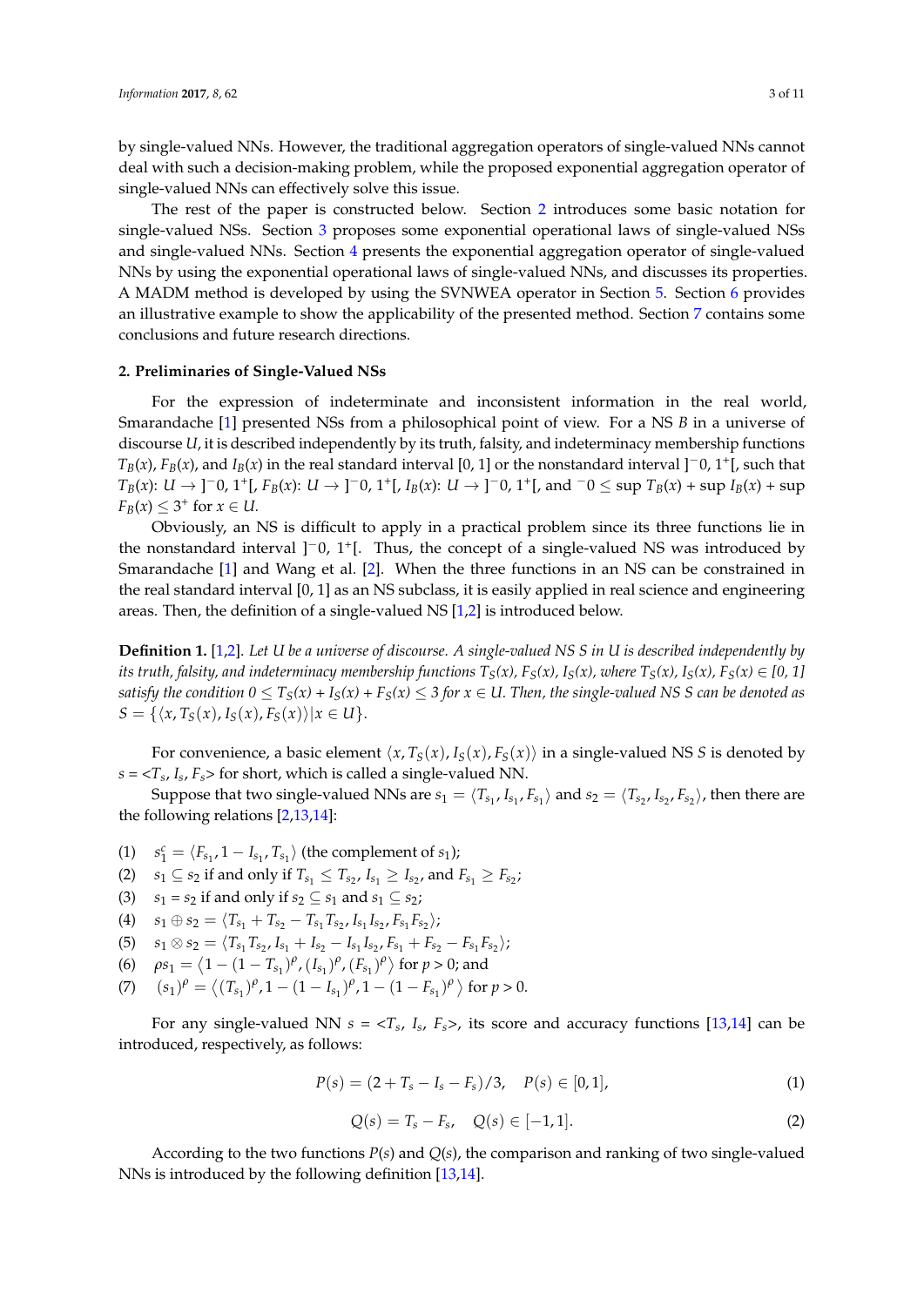by single-valued NNs. However, the traditional aggregation operators of single-valued NNs cannot deal with such a decision-making problem, while the proposed exponential aggregation operator of single-valued NNs can effectively solve this issue.

The rest of the paper is constructed below. Section 2 introduces some basic notation for single-valued NSs. Section 3 proposes some exponential operational laws of single-valued NSs and single-valued NNs. Section 4 presents the exponential aggregation operator of single-valued NNs by using the exponential operational laws of single-valued NNs, and discusses its properties. A MADM method is developed by using the SVNWEA operator in Section 5. Section 6 provides an illustrative example to show the applicability of the presented method. Section 7 contains some conclusions and future research directions.

## 2. Preliminaries of Single-Valued NSs

For the expression of indeterminate and inconsistent information in the real world, Smarandache [1] presented NSs from a philosophical point of view. For a NS $B$ in a universe of discourse $U$, it is described independently by its truth, falsity, and indeterminacy membership functions $T_B(x)$, $F_B(x)$, and $I_B(x)$ in the real standard interval [0, 1] or the nonstandard interval $]^-0, 1^+[$, such that $T_B(x)$: $U \to ]^-0, 1^+[$, $F_B(x)$: $U \to ]^-0, 1^+[$, $I_B(x)$: $U \to ]^-0, 1^+[$, and $^-0 \le \sup T_B(x) + \sup I_B(x) + \sup F_B(x) \le 3^+$ for $x \in U$.

Obviously, an NS is difficult to apply in a practical problem since its three functions lie in the nonstandard interval $]^-0, 1^+[$. Thus, the concept of a single-valued NS was introduced by Smarandache [1] and Wang et al. [2]. When the three functions in an NS can be constrained in the real standard interval [0, 1] as an NS subclass, it is easily applied in real science and engineering areas. Then, the definition of a single-valued NS [1,2] is introduced below.

**Definition 1.** [1,2]. *Let $U$ be a universe of discourse. A single-valued NS $S$ in $U$ is described independently by its truth, falsity, and indeterminacy membership functions $T_S(x)$, $F_S(x)$, $I_S(x)$, where $T_S(x)$, $I_S(x)$, $F_S(x) \in [0, 1]$ satisfy the condition $0 \le T_S(x) + I_S(x) + F_S(x) \le 3$ for $x \in U$. Then, the single-valued NS $S$ can be denoted as $S = \{\langle x, T_S(x), I_S(x), F_S(x)\rangle | x \in U\}$.*

For convenience, a basic element $\langle x, T_S(x), I_S(x), F_S(x)\rangle$ in a single-valued NS $S$ is denoted by $s = <T_s, I_s, F_s>$ for short, which is called a single-valued NN.

Suppose that two single-valued NNs are $s_1 = \langle T_{s_1}, I_{s_1}, F_{s_1}\rangle$ and $s_2 = \langle T_{s_2}, I_{s_2}, F_{s_2}\rangle$, then there are the following relations [2,13,14]:

(1) $s_1^c = \langle F_{s_1}, 1 - I_{s_1}, T_{s_1}\rangle$ (the complement of $s_1$);
(2) $s_1 \subseteq s_2$ if and only if $T_{s_1} \le T_{s_2}$, $I_{s_1} \ge I_{s_2}$, and $F_{s_1} \ge F_{s_2}$;
(3) $s_1 = s_2$ if and only if $s_2 \subseteq s_1$ and $s_1 \subseteq s_2$;
(4) $s_1 \oplus s_2 = \langle T_{s_1} + T_{s_2} - T_{s_1}T_{s_2}, I_{s_1}I_{s_2}, F_{s_1}F_{s_2}\rangle$;
(5) $s_1 \otimes s_2 = \langle T_{s_1}T_{s_2}, I_{s_1} + I_{s_2} - I_{s_1}I_{s_2}, F_{s_1} + F_{s_2} - F_{s_1}F_{s_2}\rangle$;
(6) $\rho s_1 = \langle 1 - (1 - T_{s_1})^\rho, (I_{s_1})^\rho, (F_{s_1})^\rho\rangle$ for $p > 0$; and
(7) $(s_1)^\rho = \langle (T_{s_1})^\rho, 1 - (1 - I_{s_1})^\rho, 1 - (1 - F_{s_1})^\rho\rangle$ for $p > 0$.

For any single-valued NN $s = <T_s, I_s, F_s>$, its score and accuracy functions [13,14] can be introduced, respectively, as follows:

$$P(s) = (2 + T_s - I_s - F_s)/3, \quad P(s) \in [0, 1], \tag{1}$$

$$Q(s) = T_s - F_s, \quad Q(s) \in [-1, 1]. \tag{2}$$

According to the two functions $P(s)$ and $Q(s)$, the comparison and ranking of two single-valued NNs is introduced by the following definition [13,14].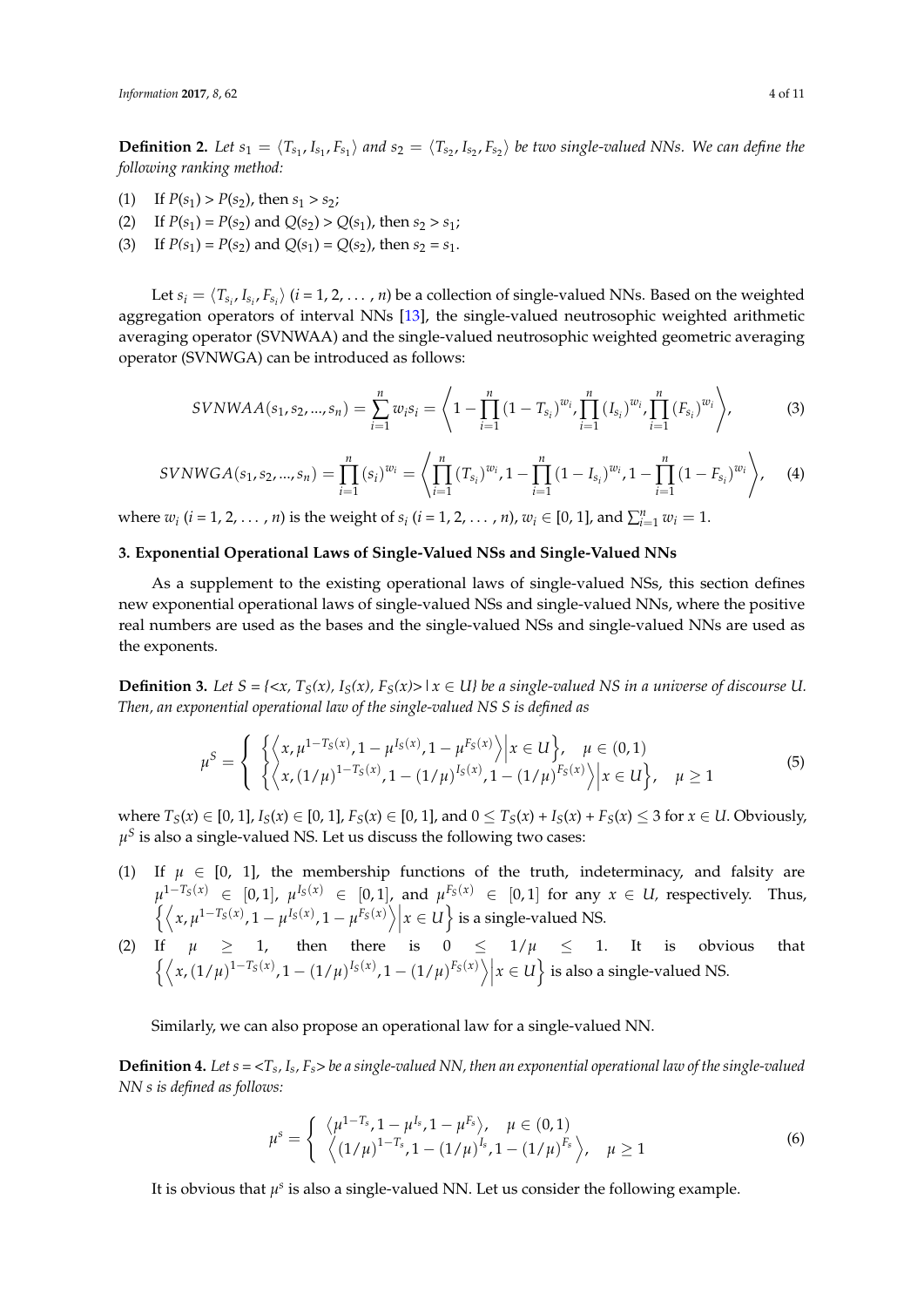**Definition 2.** *Let $s_1 = \langle T_{s_1}, I_{s_1}, F_{s_1} \rangle$ and $s_2 = \langle T_{s_2}, I_{s_2}, F_{s_2} \rangle$ be two single-valued NNs. We can define the following ranking method:*

(1) If $P(s_1) > P(s_2)$, then $s_1 > s_2$;
(2) If $P(s_1) = P(s_2)$ and $Q(s_2) > Q(s_1)$, then $s_2 > s_1$;
(3) If $P(s_1) = P(s_2)$ and $Q(s_1) = Q(s_2)$, then $s_2 = s_1$.

Let $s_i = \langle T_{s_i}, I_{s_i}, F_{s_i} \rangle$ ($i = 1, 2, \ldots, n$) be a collection of single-valued NNs. Based on the weighted aggregation operators of interval NNs [13], the single-valued neutrosophic weighted arithmetic averaging operator (SVNWAA) and the single-valued neutrosophic weighted geometric averaging operator (SVNWGA) can be introduced as follows:

$$SVNWAA(s_1, s_2, ..., s_n) = \sum_{i=1}^{n} w_i s_i = \left\langle 1 - \prod_{i=1}^{n} (1 - T_{s_i})^{w_i}, \prod_{i=1}^{n} (I_{s_i})^{w_i}, \prod_{i=1}^{n} (F_{s_i})^{w_i} \right\rangle, \tag{3}$$

$$SVNWGA(s_1, s_2, ..., s_n) = \prod_{i=1}^{n} (s_i)^{w_i} = \left\langle \prod_{i=1}^{n} (T_{s_i})^{w_i}, 1 - \prod_{i=1}^{n} (1 - I_{s_i})^{w_i}, 1 - \prod_{i=1}^{n} (1 - F_{s_i})^{w_i} \right\rangle, \tag{4}$$

where $w_i$ ($i = 1, 2, \ldots, n$) is the weight of $s_i$ ($i = 1, 2, \ldots, n$), $w_i \in [0, 1]$, and $\sum_{i=1}^{n} w_i = 1$.

## 3. Exponential Operational Laws of Single-Valued NSs and Single-Valued NNs

As a supplement to the existing operational laws of single-valued NSs, this section defines new exponential operational laws of single-valued NSs and single-valued NNs, where the positive real numbers are used as the bases and the single-valued NSs and single-valued NNs are used as the exponents.

**Definition 3.** *Let $S = \{<x, T_S(x), I_S(x), F_S(x)> | x \in U\}$ be a single-valued NS in a universe of discourse U. Then, an exponential operational law of the single-valued NS S is defined as*

$$\mu^S = \begin{cases} \left\{ \left\langle x, \mu^{1-T_S(x)}, 1 - \mu^{I_S(x)}, 1 - \mu^{F_S(x)} \right\rangle \middle| x \in U \right\}, & \mu \in (0, 1) \\ \left\{ \left\langle x, (1/\mu)^{1-T_S(x)}, 1 - (1/\mu)^{I_S(x)}, 1 - (1/\mu)^{F_S(x)} \right\rangle \middle| x \in U \right\}, & \mu \geq 1 \end{cases} \tag{5}$$

where $T_S(x) \in [0, 1]$, $I_S(x) \in [0, 1]$, $F_S(x) \in [0, 1]$, and $0 \leq T_S(x) + I_S(x) + F_S(x) \leq 3$ for $x \in U$. Obviously, $\mu^S$ is also a single-valued NS. Let us discuss the following two cases:

(1) If $\mu \in [0, 1]$, the membership functions of the truth, indeterminacy, and falsity are $\mu^{1-T_S(x)} \in [0, 1]$, $\mu^{I_S(x)} \in [0, 1]$, and $\mu^{F_S(x)} \in [0, 1]$ for any $x \in U$, respectively. Thus, $\left\{ \left\langle x, \mu^{1-T_S(x)}, 1 - \mu^{I_S(x)}, 1 - \mu^{F_S(x)} \right\rangle \middle| x \in U \right\}$ is a single-valued NS.
(2) If $\mu \geq 1$, then there is $0 \leq 1/\mu \leq 1$. It is obvious that $\left\{ \left\langle x, (1/\mu)^{1-T_S(x)}, 1 - (1/\mu)^{I_S(x)}, 1 - (1/\mu)^{F_S(x)} \right\rangle \middle| x \in U \right\}$ is also a single-valued NS.

Similarly, we can also propose an operational law for a single-valued NN.

**Definition 4.** *Let $s = <T_s, I_s, F_s>$ be a single-valued NN, then an exponential operational law of the single-valued NN s is defined as follows:*

$$\mu^s = \begin{cases} \left\langle \mu^{1-T_s}, 1 - \mu^{I_s}, 1 - \mu^{F_s} \right\rangle, & \mu \in (0, 1) \\ \left\langle (1/\mu)^{1-T_s}, 1 - (1/\mu)^{I_s}, 1 - (1/\mu)^{F_s} \right\rangle, & \mu \geq 1 \end{cases} \tag{6}$$

It is obvious that $\mu^s$ is also a single-valued NN. Let us consider the following example.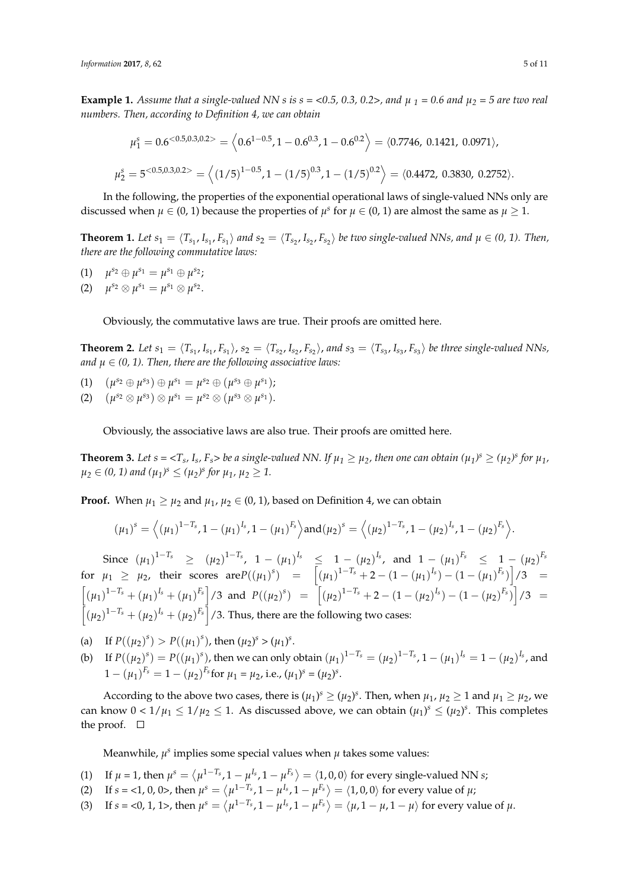**Example 1.** *Assume that a single-valued NN s is s = <0.5, 0.3, 0.2>, and $\mu_1$ = 0.6 and $\mu_2$ = 5 are two real numbers. Then, according to Definition 4, we can obtain*

$$\mu_1^s = 0.6^{<0.5,0.3,0.2>} = \left\langle 0.6^{1-0.5}, 1 - 0.6^{0.3}, 1 - 0.6^{0.2} \right\rangle = \langle 0.7746,\ 0.1421,\ 0.0971 \rangle,$$

$$\mu_2^s = 5^{<0.5,0.3,0.2>} = \left\langle (1/5)^{1-0.5}, 1 - (1/5)^{0.3}, 1 - (1/5)^{0.2} \right\rangle = \langle 0.4472,\ 0.3830,\ 0.2752 \rangle.$$

In the following, the properties of the exponential operational laws of single-valued NNs only are discussed when $\mu \in (0, 1)$ because the properties of $\mu^s$ for $\mu \in (0, 1)$ are almost the same as $\mu \geq 1$.

**Theorem 1.** *Let $s_1 = \langle T_{s_1}, I_{s_1}, F_{s_1} \rangle$ and $s_2 = \langle T_{s_2}, I_{s_2}, F_{s_2} \rangle$ be two single-valued NNs, and $\mu \in (0, 1)$. Then, there are the following commutative laws:*

(1) $\mu^{s_2} \oplus \mu^{s_1} = \mu^{s_1} \oplus \mu^{s_2}$;
(2) $\mu^{s_2} \otimes \mu^{s_1} = \mu^{s_1} \otimes \mu^{s_2}$.

Obviously, the commutative laws are true. Their proofs are omitted here.

**Theorem 2.** *Let $s_1 = \langle T_{s_1}, I_{s_1}, F_{s_1} \rangle$, $s_2 = \langle T_{s_2}, I_{s_2}, F_{s_2} \rangle$, and $s_3 = \langle T_{s_3}, I_{s_3}, F_{s_3} \rangle$ be three single-valued NNs, and $\mu \in (0, 1)$. Then, there are the following associative laws:*

(1) $(\mu^{s_2} \oplus \mu^{s_3}) \oplus \mu^{s_1} = \mu^{s_2} \oplus (\mu^{s_3} \oplus \mu^{s_1})$;
(2) $(\mu^{s_2} \otimes \mu^{s_3}) \otimes \mu^{s_1} = \mu^{s_2} \otimes (\mu^{s_3} \otimes \mu^{s_1})$.

Obviously, the associative laws are also true. Their proofs are omitted here.

**Theorem 3.** *Let s = $<T_s, I_s, F_s>$ be a single-valued NN. If $\mu_1 \geq \mu_2$, then one can obtain $(\mu_1)^s \geq (\mu_2)^s$ for $\mu_1$, $\mu_2 \in (0, 1)$ and $(\mu_1)^s \leq (\mu_2)^s$ for $\mu_1$, $\mu_2 \geq 1$.*

**Proof.** When $\mu_1 \geq \mu_2$ and $\mu_1$, $\mu_2 \in (0, 1)$, based on Definition 4, we can obtain

$$(\mu_1)^s = \left\langle (\mu_1)^{1-T_s}, 1 - (\mu_1)^{I_s}, 1 - (\mu_1)^{F_s} \right\rangle \text{and} (\mu_2)^s = \left\langle (\mu_2)^{1-T_s}, 1 - (\mu_2)^{I_s}, 1 - (\mu_2)^{F_s} \right\rangle.$$

Since $(\mu_1)^{1-T_s} \geq (\mu_2)^{1-T_s}$, $1 - (\mu_1)^{I_s} \leq 1 - (\mu_2)^{I_s}$, and $1 - (\mu_1)^{F_s} \leq 1 - (\mu_2)^{F_s}$ for $\mu_1 \geq \mu_2$, their scores are$P((\mu_1)^s) = \left[ (\mu_1)^{1-T_s} + 2 - (1 - (\mu_1)^{I_s}) - (1 - (\mu_1)^{F_s}) \right] /3 = \left[ (\mu_1)^{1-T_s} + (\mu_1)^{I_s} + (\mu_1)^{F_s} \right] /3$ and $P((\mu_2)^s) = \left[ (\mu_2)^{1-T_s} + 2 - (1 - (\mu_2)^{I_s}) - (1 - (\mu_2)^{F_s}) \right] /3 = \left[ (\mu_2)^{1-T_s} + (\mu_2)^{I_s} + (\mu_2)^{F_s} \right] /3$. Thus, there are the following two cases:

(a) If $P((\mu_2)^s) > P((\mu_1)^s)$, then $(\mu_2)^s > (\mu_1)^s$.
(b) If $P((\mu_2)^s) = P((\mu_1)^s)$, then we can only obtain $(\mu_1)^{1-T_s} = (\mu_2)^{1-T_s}$, $1 - (\mu_1)^{I_s} = 1 - (\mu_2)^{I_s}$, and $1 - (\mu_1)^{F_s} = 1 - (\mu_2)^{F_s}$for $\mu_1 = \mu_2$, i.e., $(\mu_1)^s = (\mu_2)^s$.

According to the above two cases, there is $(\mu_1)^s \geq (\mu_2)^s$. Then, when $\mu_1$, $\mu_2 \geq 1$ and $\mu_1 \geq \mu_2$, we can know $0 < 1/\mu_1 \leq 1/\mu_2 \leq 1$. As discussed above, we can obtain $(\mu_1)^s \leq (\mu_2)^s$. This completes the proof. □

Meanwhile, $\mu^s$ implies some special values when $\mu$ takes some values:

(1) If $\mu$ = 1, then $\mu^s = \left\langle \mu^{1-T_s}, 1 - \mu^{I_s}, 1 - \mu^{F_s} \right\rangle = \langle 1, 0, 0 \rangle$ for every single-valued NN $s$;
(2) If s = <1, 0, 0>, then $\mu^s = \left\langle \mu^{1-T_s}, 1 - \mu^{I_s}, 1 - \mu^{F_s} \right\rangle = \langle 1, 0, 0 \rangle$ for every value of $\mu$;
(3) If s = <0, 1, 1>, then $\mu^s = \left\langle \mu^{1-T_s}, 1 - \mu^{I_s}, 1 - \mu^{F_s} \right\rangle = \langle \mu, 1 - \mu, 1 - \mu \rangle$ for every value of $\mu$.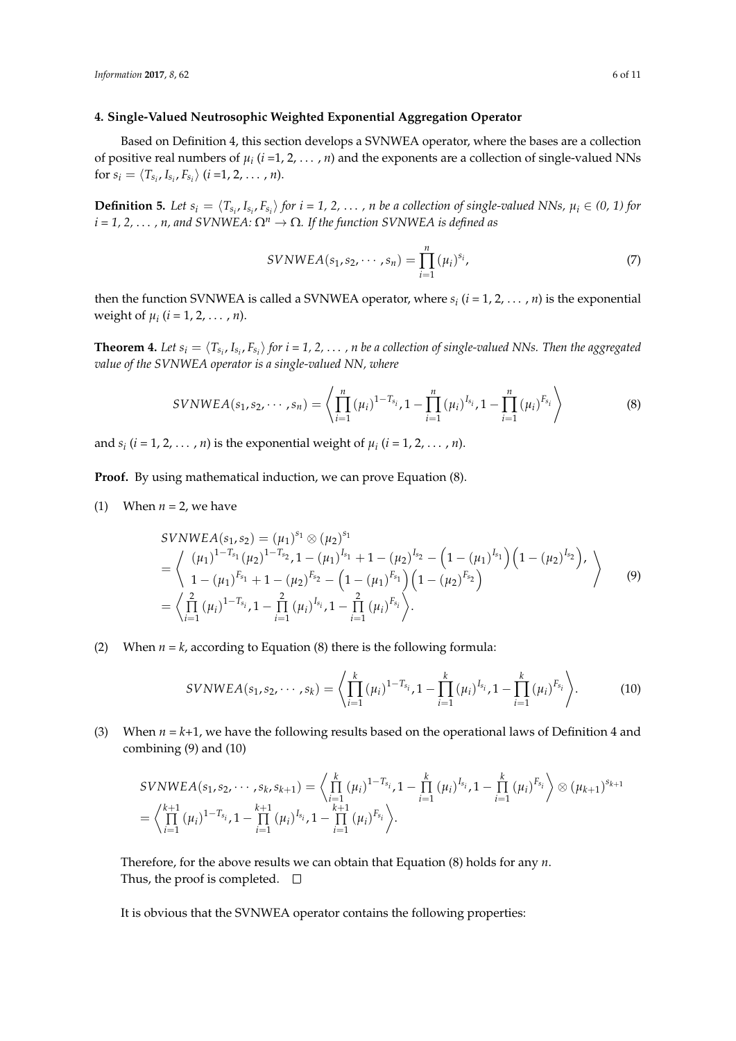### 4. Single-Valued Neutrosophic Weighted Exponential Aggregation Operator

Based on Definition 4, this section develops a SVNWEA operator, where the bases are a collection of positive real numbers of $\mu_i$ ($i$ =1, 2, ... , $n$) and the exponents are a collection of single-valued NNs for $s_i = \langle T_{s_i}, I_{s_i}, F_{s_i} \rangle$ ($i$ =1, 2, ... , $n$).

**Definition 5.** *Let $s_i = \langle T_{s_i}, I_{s_i}, F_{s_i} \rangle$ for i = 1, 2, ... , n be a collection of single-valued NNs, $\mu_i \in (0, 1)$ for i = 1, 2, ... , n, and SVNWEA: $\Omega^n \to \Omega$. If the function SVNWEA is defined as*

$$SVNWEA(s_1, s_2, \cdots, s_n) = \prod_{i=1}^{n} (\mu_i)^{s_i}, \tag{7}$$

then the function SVNWEA is called a SVNWEA operator, where $s_i$ ($i$ = 1, 2, ... , $n$) is the exponential weight of $\mu_i$ ($i$ = 1, 2, ... , $n$).

**Theorem 4.** *Let $s_i = \langle T_{s_i}, I_{s_i}, F_{s_i} \rangle$ for i = 1, 2, ... , n be a collection of single-valued NNs. Then the aggregated value of the SVNWEA operator is a single-valued NN, where*

$$SVNWEA(s_1, s_2, \cdots, s_n) = \left\langle \prod_{i=1}^{n} (\mu_i)^{1-T_{s_i}}, 1 - \prod_{i=1}^{n} (\mu_i)^{I_{s_i}}, 1 - \prod_{i=1}^{n} (\mu_i)^{F_{s_i}} \right\rangle \tag{8}$$

and $s_i$ ($i$ = 1, 2, ... , $n$) is the exponential weight of $\mu_i$ ($i$ = 1, 2, ... , $n$).

**Proof.** By using mathematical induction, we can prove Equation (8).

(1) When $n$ = 2, we have

$$\begin{aligned} &SVNWEA(s_1, s_2) = (\mu_1)^{s_1} \otimes (\mu_2)^{s_1} \\ &= \left\langle \begin{array}{l} (\mu_1)^{1-T_{s_1}} (\mu_2)^{1-T_{s_2}}, 1 - (\mu_1)^{I_{s_1}} + 1 - (\mu_2)^{I_{s_2}} - \left(1 - (\mu_1)^{I_{s_1}}\right)\left(1 - (\mu_2)^{I_{s_2}}\right), \\ 1 - (\mu_1)^{F_{s_1}} + 1 - (\mu_2)^{F_{s_2}} - \left(1 - (\mu_1)^{F_{s_1}}\right)\left(1 - (\mu_2)^{F_{s_2}}\right) \end{array} \right\rangle \\ &= \left\langle \prod_{i=1}^{2} (\mu_i)^{1-T_{s_i}}, 1 - \prod_{i=1}^{2} (\mu_i)^{I_{s_i}}, 1 - \prod_{i=1}^{2} (\mu_i)^{F_{s_i}} \right\rangle. \end{aligned} \tag{9}$$

(2) When $n$ = $k$, according to Equation (8) there is the following formula:

$$SVNWEA(s_1, s_2, \cdots, s_k) = \left\langle \prod_{i=1}^{k} (\mu_i)^{1-T_{s_i}}, 1 - \prod_{i=1}^{k} (\mu_i)^{I_{s_i}}, 1 - \prod_{i=1}^{k} (\mu_i)^{F_{s_i}} \right\rangle. \tag{10}$$

(3) When $n$ = $k$+1, we have the following results based on the operational laws of Definition 4 and combining (9) and (10)

$$\begin{aligned} &SVNWEA(s_1, s_2, \cdots, s_k, s_{k+1}) = \left\langle \prod_{i=1}^{k} (\mu_i)^{1-T_{s_i}}, 1 - \prod_{i=1}^{k} (\mu_i)^{I_{s_i}}, 1 - \prod_{i=1}^{k} (\mu_i)^{F_{s_i}} \right\rangle \otimes (\mu_{k+1})^{s_{k+1}} \\ &= \left\langle \prod_{i=1}^{k+1} (\mu_i)^{1-T_{s_i}}, 1 - \prod_{i=1}^{k+1} (\mu_i)^{I_{s_i}}, 1 - \prod_{i=1}^{k+1} (\mu_i)^{F_{s_i}} \right\rangle. \end{aligned}$$

Therefore, for the above results we can obtain that Equation (8) holds for any $n$.
Thus, the proof is completed. □

It is obvious that the SVNWEA operator contains the following properties: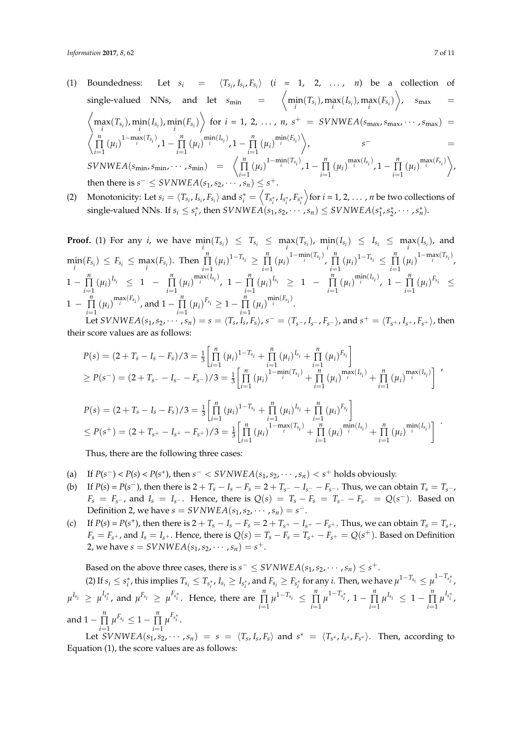(1) Boundedness: Let $s_i = \langle T_{s_i}, I_{s_i}, F_{s_i} \rangle$ $(i = 1, 2, \ldots, n)$ be a collection of single-valued NNs, and let $s_{\min} = \left\langle \min_i(T_{s_i}), \max_i(I_{s_i}), \max_i(F_{s_i}) \right\rangle$, $s_{\max} = \left\langle \max_i(T_{s_i}), \min_i(I_{s_i}), \min_i(F_{s_i}) \right\rangle$ for $i = 1, 2, \ldots, n$, $s^+ = SVNWEA(s_{\max}, s_{\max}, \cdots, s_{\max}) = \left\langle \prod_{i=1}^{n} (\mu_i)^{1-\max_i(T_{s_i})}, 1 - \prod_{i=1}^{n} (\mu_i)^{\min_i(I_{s_i})}, 1 - \prod_{i=1}^{n} (\mu_i)^{\min_i(F_{s_i})} \right\rangle$, $s^- = SVNWEA(s_{\min}, s_{\min}, \cdots, s_{\min}) = \left\langle \prod_{i=1}^{n} (\mu_i)^{1-\min_i(T_{s_i})}, 1 - \prod_{i=1}^{n} (\mu_i)^{\max_i(I_{s_i})}, 1 - \prod_{i=1}^{n} (\mu_i)^{\max_i(F_{s_i})} \right\rangle$, then there is $s^- \leq SVNWEA(s_1, s_2, \cdots, s_n) \leq s^+$.

(2) Monotonicity: Let $s_i = \langle T_{s_i}, I_{s_i}, F_{s_i} \rangle$ and $s_i^* = \left\langle T_{s_i^*}, I_{s_i^*}, F_{s_i^*} \right\rangle$ for $i = 1, 2, \ldots, n$ be two collections of single-valued NNs. If $s_i \leq s_i^*$, then $SVNWEA(s_1, s_2, \cdots, s_n) \leq SVNWEA(s_1^*, s_2^*, \cdots, s_n^*)$.

**Proof.** (1) For any $i$, we have $\min_i(T_{s_i}) \leq T_{s_i} \leq \max_i(T_{s_i})$, $\min_i(I_{s_i}) \leq I_{s_i} \leq \max_i(I_{s_i})$, and $\min_i(F_{s_i}) \leq F_{s_i} \leq \max_i(F_{s_i})$. Then $\prod_{i=1}^{n} (\mu_i)^{1-T_{s_i}} \geq \prod_{i=1}^{n} (\mu_i)^{1-\min_i(T_{s_i})}$, $\prod_{i=1}^{n} (\mu_i)^{1-T_{s_i}} \leq \prod_{i=1}^{n} (\mu_i)^{1-\max_i(T_{s_i})}$, $1 - \prod_{i=1}^{n} (\mu_i)^{I_{s_i}} \leq 1 - \prod_{i=1}^{n} (\mu_i)^{\max_i(I_{s_i})}$, $1 - \prod_{i=1}^{n} (\mu_i)^{I_{s_i}} \geq 1 - \prod_{i=1}^{n} (\mu_i)^{\min_i(I_{s_i})}$, $1 - \prod_{i=1}^{n} (\mu_i)^{F_{s_i}} \leq 1 - \prod_{i=1}^{n} (\mu_i)^{\max_i(F_{s_i})}$, and $1 - \prod_{i=1}^{n} (\mu_i)^{F_{s_i}} \geq 1 - \prod_{i=1}^{n} (\mu_i)^{\min_i(F_{s_i})}$.

Let $SVNWEA(s_1, s_2, \cdots, s_n) = s = \langle T_s, I_s, F_s \rangle$, $s^- = \langle T_{s^-}, I_{s^-}, F_{s^-} \rangle$, and $s^+ = \langle T_{s^+}, I_{s^+}, F_{s^+} \rangle$, then their score values are as follows:

$$
\begin{aligned}
&P(s) = (2 + T_s - I_s - F_s)/3 = \frac{1}{3}\left[\prod_{i=1}^{n} (\mu_i)^{1-T_{s_i}} + \prod_{i=1}^{n} (\mu_i)^{I_{s_i}} + \prod_{i=1}^{n} (\mu_i)^{F_{s_i}}\right] \\
&\geq P(s^-) = (2 + T_{s^-} - I_{s^-} - F_{s^-})/3 = \frac{1}{3}\left[\prod_{i=1}^{n} (\mu_i)^{1-\min_i(T_{s_i})} + \prod_{i=1}^{n} (\mu_i)^{\max_i(I_{s_i})} + \prod_{i=1}^{n} (\mu_i)^{\max_i(I_{s_i})}\right],
\end{aligned}
$$

$$
\begin{aligned}
&P(s) = (2 + T_s - I_s - F_s)/3 = \frac{1}{3}\left[\prod_{i=1}^{n} (\mu_i)^{1-T_{s_i}} + \prod_{i=1}^{n} (\mu_i)^{I_{s_i}} + \prod_{i=1}^{n} (\mu_i)^{F_{s_i}}\right] \\
&\leq P(s^+) = (2 + T_{s^+} - I_{s^+} - F_{s^+})/3 = \frac{1}{3}\left[\prod_{i=1}^{n} (\mu_i)^{1-\max_i(T_{s_i})} + \prod_{i=1}^{n} (\mu_i)^{\min_i(I_{s_i})} + \prod_{i=1}^{n} (\mu_i)^{\min_i(I_{s_i})}\right].
\end{aligned}
$$

Thus, there are the following three cases:

(a) If $P(s^-) < P(s) < P(s^+)$, then $s^- < SVNWEA(s_1, s_2, \cdots, s_n) < s^+$ holds obviously.

(b) If $P(s) = P(s^-)$, then there is $2 + T_s - I_s - F_s = 2 + T_{s^-} - I_{s^-} - F_{s^-}$. Thus, we can obtain $T_s = T_{s^-}$, $F_s = F_{s^-}$, and $I_s = I_{s^-}$. Hence, there is $Q(s) = T_s - F_s = T_{s^-} - F_{s^-} = Q(s^-)$. Based on Definition 2, we have $s = SVNWEA(s_1, \cdots, s_n) = s^-$.

(c) If $P(s) = P(s^+)$, then there is $2 + T_s - I_s - F_s = 2 + T_{s^+} - I_{s^+} - F_{s^+}$. Thus, we can obtain $T_s = T_{s^+}$, $F_s = F_{s^+}$, and $I_s = I_{s^+}$. Hence, there is $Q(s) = T_s - F_s = T_{s^+} - F_{s^+} = Q(s^+)$. Based on Definition 2, we have $s = SVNWEA(s_1, s_2, \cdots, s_n) = s^+$.

Based on the above three cases, there is $s^- \leq SVNWEA(s_1, s_2, \cdots, s_n) \leq s^+$.

(2) If $s_i \leq s_i^*$, this implies $T_{s_i} \leq T_{s_i^*}$, $I_{s_i} \geq I_{s_i^*}$, and $F_{s_i} \geq F_{s_i^*}$ for any $i$. Then, we have $\mu^{1-T_{s_i}} \leq \mu^{1-T_{s_i^*}}$, $\mu^{I_{s_i}} \geq \mu^{I_{s_i^*}}$, and $\mu^{F_{s_i}} \geq \mu^{F_{s_i^*}}$. Hence, there are $\prod_{i=1}^{n} \mu^{1-T_{s_i}} \leq \prod_{i=1}^{n} \mu^{1-T_{s_i^*}}$, $1 - \prod_{i=1}^{n} \mu^{I_{s_i}} \leq 1 - \prod_{i=1}^{n} \mu^{I_{s_i^*}}$, and $1 - \prod_{i=1}^{n} \mu^{F_{s_i}} \leq 1 - \prod_{i=1}^{n} \mu^{F_{s_i^*}}$.

Let $SVNWEA(s_1, s_2, \cdots, s_n) = s = \langle T_s, I_s, F_s \rangle$ and $s^* = \langle T_{s^*}, I_{s^*}, F_{s^*} \rangle$. Then, according to Equation (1), the score values are as follows: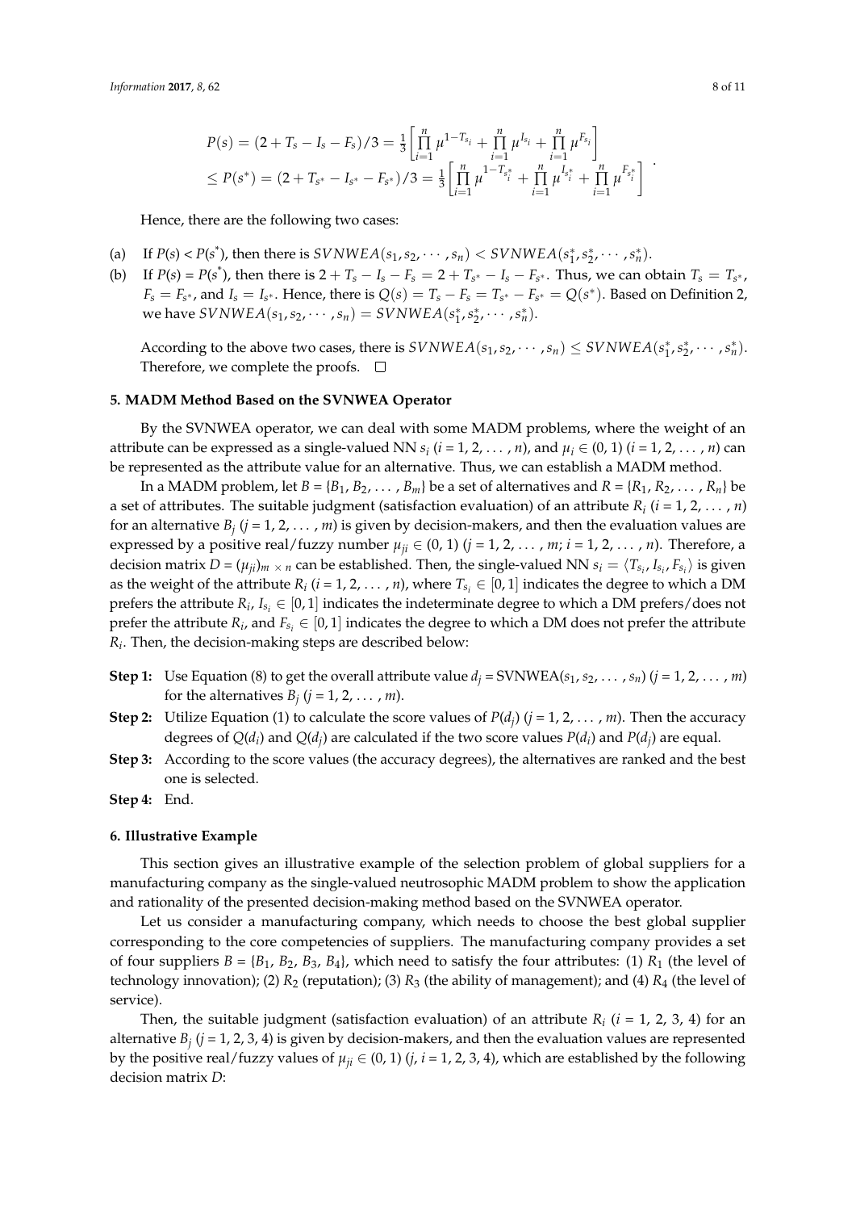$$
\begin{array}{l}
P(s) = (2 + T_s - I_s - F_s)/3 = \frac{1}{3}\left[\prod_{i=1}^{n} \mu^{1-T_{s_i}} + \prod_{i=1}^{n} \mu^{I_{s_i}} + \prod_{i=1}^{n} \mu^{F_{s_i}}\right] \\
\leq P(s^*) = (2 + T_{s^*} - I_{s^*} - F_{s^*})/3 = \frac{1}{3}\left[\prod_{i=1}^{n} \mu^{1-T_{s_i^*}} + \prod_{i=1}^{n} \mu^{I_{s_i^*}} + \prod_{i=1}^{n} \mu^{F_{s_i^*}}\right]
\end{array}.
$$

Hence, there are the following two cases:

(a) If $P(s) < P(s^*)$, then there is $SVNWEA(s_1, s_2, \cdots, s_n) < SVNWEA(s_1^*, s_2^*, \cdots, s_n^*)$.

(b) If $P(s) = P(s^*)$, then there is $2 + T_s - I_s - F_s = 2 + T_{s^*} - I_{s^*} - F_{s^*}$. Thus, we can obtain $T_s = T_{s^*}$, $F_s = F_{s^*}$, and $I_s = I_{s^*}$. Hence, there is $Q(s) = T_s - F_s = T_{s^*} - F_{s^*} = Q(s^*)$. Based on Definition 2, we have $SVNWEA(s_1, s_2, \cdots, s_n) = SVNWEA(s_1^*, s_2^*, \cdots, s_n^*)$.

According to the above two cases, there is $SVNWEA(s_1, s_2, \cdots, s_n) \leq SVNWEA(s_1^*, s_2^*, \cdots, s_n^*)$. Therefore, we complete the proofs. □

## 5. MADM Method Based on the SVNWEA Operator

By the SVNWEA operator, we can deal with some MADM problems, where the weight of an attribute can be expressed as a single-valued NN $s_i$ ($i = 1, 2, \ldots, n$), and $\mu_i \in (0, 1)$ ($i = 1, 2, \ldots, n$) can be represented as the attribute value for an alternative. Thus, we can establish a MADM method.

In a MADM problem, let $B = \{B_1, B_2, \ldots, B_m\}$ be a set of alternatives and $R = \{R_1, R_2, \ldots, R_n\}$ be a set of attributes. The suitable judgment (satisfaction evaluation) of an attribute $R_i$ ($i = 1, 2, \ldots, n$) for an alternative $B_j$ ($j = 1, 2, \ldots, m$) is given by decision-makers, and then the evaluation values are expressed by a positive real/fuzzy number $\mu_{ji} \in (0, 1)$ ($j = 1, 2, \ldots, m$; $i = 1, 2, \ldots, n$). Therefore, a decision matrix $D = (\mu_{ji})_{m \times n}$ can be established. Then, the single-valued NN $s_i = \langle T_{s_i}, I_{s_i}, F_{s_i} \rangle$ is given as the weight of the attribute $R_i$ ($i = 1, 2, \ldots, n$), where $T_{s_i} \in [0, 1]$ indicates the degree to which a DM prefers the attribute $R_i$, $I_{s_i} \in [0, 1]$ indicates the indeterminate degree to which a DM prefers/does not prefer the attribute $R_i$, and $F_{s_i} \in [0, 1]$ indicates the degree to which a DM does not prefer the attribute $R_i$. Then, the decision-making steps are described below:

**Step 1:** Use Equation (8) to get the overall attribute value $d_j = \text{SVNWEA}(s_1, s_2, \ldots, s_n)$ ($j = 1, 2, \ldots, m$) for the alternatives $B_j$ ($j = 1, 2, \ldots, m$).

**Step 2:** Utilize Equation (1) to calculate the score values of $P(d_j)$ ($j = 1, 2, \ldots, m$). Then the accuracy degrees of $Q(d_i)$ and $Q(d_j)$ are calculated if the two score values $P(d_i)$ and $P(d_j)$ are equal.

**Step 3:** According to the score values (the accuracy degrees), the alternatives are ranked and the best one is selected.

**Step 4:** End.

## 6. Illustrative Example

This section gives an illustrative example of the selection problem of global suppliers for a manufacturing company as the single-valued neutrosophic MADM problem to show the application and rationality of the presented decision-making method based on the SVNWEA operator.

Let us consider a manufacturing company, which needs to choose the best global supplier corresponding to the core competencies of suppliers. The manufacturing company provides a set of four suppliers $B = \{B_1, B_2, B_3, B_4\}$, which need to satisfy the four attributes: (1) $R_1$ (the level of technology innovation); (2) $R_2$ (reputation); (3) $R_3$ (the ability of management); and (4) $R_4$ (the level of service).

Then, the suitable judgment (satisfaction evaluation) of an attribute $R_i$ ($i = 1, 2, 3, 4$) for an alternative $B_j$ ($j = 1, 2, 3, 4$) is given by decision-makers, and then the evaluation values are represented by the positive real/fuzzy values of $\mu_{ji} \in (0, 1)$ ($j, i = 1, 2, 3, 4$), which are established by the following decision matrix $D$: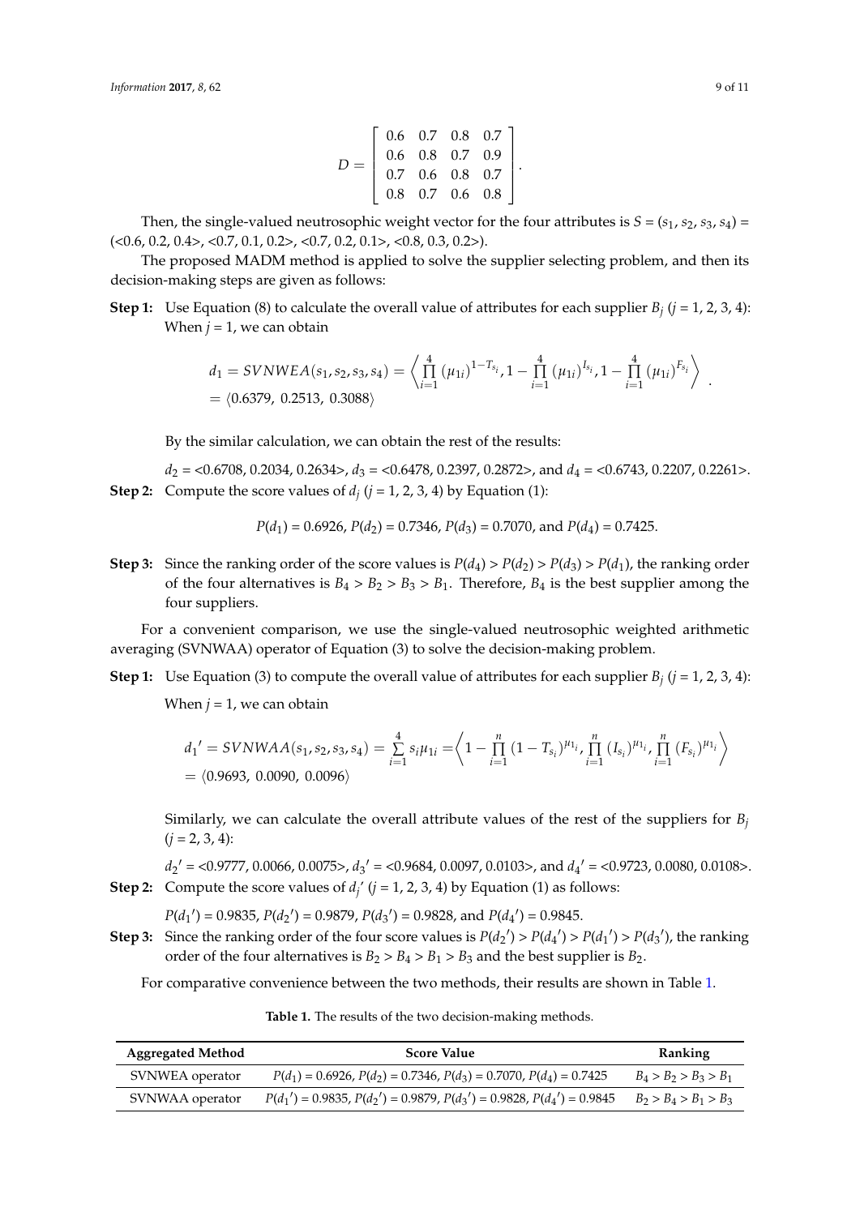$$
D = \begin{bmatrix} 0.6 & 0.7 & 0.8 & 0.7 \\ 0.6 & 0.8 & 0.7 & 0.9 \\ 0.7 & 0.6 & 0.8 & 0.7 \\ 0.8 & 0.7 & 0.6 & 0.8 \end{bmatrix}.
$$

Then, the single-valued neutrosophic weight vector for the four attributes is $S = (s_1, s_2, s_3, s_4) =$ (<0.6, 0.2, 0.4>, <0.7, 0.1, 0.2>, <0.7, 0.2, 0.1>, <0.8, 0.3, 0.2>).

The proposed MADM method is applied to solve the supplier selecting problem, and then its decision-making steps are given as follows:

**Step 1:** Use Equation (8) to calculate the overall value of attributes for each supplier $B_j$ ($j$ = 1, 2, 3, 4): When $j$ = 1, we can obtain

$$
\begin{aligned}
d_1 &= SVNWEA(s_1, s_2, s_3, s_4) = \left\langle \prod_{i=1}^{4} (\mu_{1i})^{1-T_{s_i}}, 1 - \prod_{i=1}^{4} (\mu_{1i})^{I_{s_i}}, 1 - \prod_{i=1}^{4} (\mu_{1i})^{F_{s_i}} \right\rangle \\
&= \langle 0.6379,\ 0.2513,\ 0.3088 \rangle
\end{aligned}.
$$

By the similar calculation, we can obtain the rest of the results:

$d_2$ = <0.6708, 0.2034, 0.2634>, $d_3$ = <0.6478, 0.2397, 0.2872>, and $d_4$ = <0.6743, 0.2207, 0.2261>.

**Step 2:** Compute the score values of $d_j$ ($j$ = 1, 2, 3, 4) by Equation (1):

$P(d_1) = 0.6926$, $P(d_2) = 0.7346$, $P(d_3) = 0.7070$, and $P(d_4) = 0.7425$.

**Step 3:** Since the ranking order of the score values is $P(d_4) > P(d_2) > P(d_3) > P(d_1)$, the ranking order of the four alternatives is $B_4 > B_2 > B_3 > B_1$. Therefore, $B_4$ is the best supplier among the four suppliers.

For a convenient comparison, we use the single-valued neutrosophic weighted arithmetic averaging (SVNWAA) operator of Equation (3) to solve the decision-making problem.

**Step 1:** Use Equation (3) to compute the overall value of attributes for each supplier $B_j$ ($j$ = 1, 2, 3, 4):

When $j$ = 1, we can obtain

$$
\begin{aligned}
d_1{}' &= SVNWAA(s_1, s_2, s_3, s_4) = \sum_{i=1}^{4} s_i \mu_{1i} = \left\langle 1 - \prod_{i=1}^{n} (1 - T_{s_i})^{\mu_{1i}}, \prod_{i=1}^{n} (I_{s_i})^{\mu_{1i}}, \prod_{i=1}^{n} (F_{s_i})^{\mu_{1i}} \right\rangle \\
&= \langle 0.9693,\ 0.0090,\ 0.0096 \rangle
\end{aligned}
$$

Similarly, we can calculate the overall attribute values of the rest of the suppliers for $B_j$ ($j$ = 2, 3, 4):

$d_2{}'$ = <0.9777, 0.0066, 0.0075>, $d_3{}'$ = <0.9684, 0.0097, 0.0103>, and $d_4{}'$ = <0.9723, 0.0080, 0.0108>.

**Step 2:** Compute the score values of $d_j{}'$ ($j$ = 1, 2, 3, 4) by Equation (1) as follows:

$P(d_1{}') = 0.9835$, $P(d_2{}') = 0.9879$, $P(d_3{}') = 0.9828$, and $P(d_4{}') = 0.9845$.

**Step 3:** Since the ranking order of the four score values is $P(d_2{}') > P(d_4{}') > P(d_1{}') > P(d_3{}')$, the ranking order of the four alternatives is $B_2 > B_4 > B_1 > B_3$ and the best supplier is $B_2$.

For comparative convenience between the two methods, their results are shown in Table 1.

**Table 1.** The results of the two decision-making methods.

| Aggregated Method | Score Value | Ranking |
|---|---|---|
| SVNWEA operator | $P(d_1) = 0.6926$, $P(d_2) = 0.7346$, $P(d_3) = 0.7070$, $P(d_4) = 0.7425$ | $B_4 > B_2 > B_3 > B_1$ |
| SVNWAA operator | $P(d_1{}') = 0.9835$, $P(d_2{}') = 0.9879$, $P(d_3{}') = 0.9828$, $P(d_4{}') = 0.9845$ | $B_2 > B_4 > B_1 > B_3$ |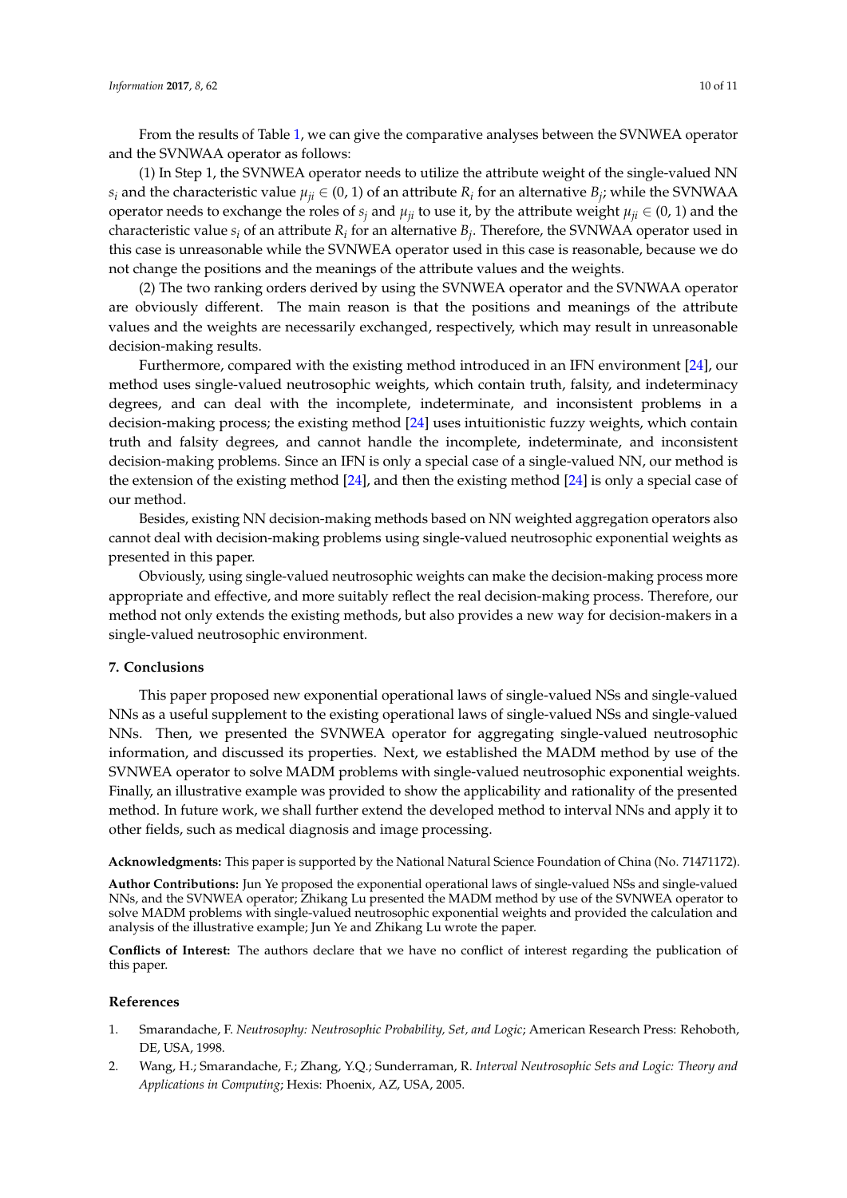From the results of Table 1, we can give the comparative analyses between the SVNWEA operator and the SVNWAA operator as follows:

(1) In Step 1, the SVNWEA operator needs to utilize the attribute weight of the single-valued NN $s_i$ and the characteristic value $\mu_{ji} \in (0, 1)$ of an attribute $R_i$ for an alternative $B_j$; while the SVNWAA operator needs to exchange the roles of $s_j$ and $\mu_{ji}$ to use it, by the attribute weight $\mu_{ji} \in (0, 1)$ and the characteristic value $s_i$ of an attribute $R_i$ for an alternative $B_j$. Therefore, the SVNWAA operator used in this case is unreasonable while the SVNWEA operator used in this case is reasonable, because we do not change the positions and the meanings of the attribute values and the weights.

(2) The two ranking orders derived by using the SVNWEA operator and the SVNWAA operator are obviously different. The main reason is that the positions and meanings of the attribute values and the weights are necessarily exchanged, respectively, which may result in unreasonable decision-making results.

Furthermore, compared with the existing method introduced in an IFN environment [24], our method uses single-valued neutrosophic weights, which contain truth, falsity, and indeterminacy degrees, and can deal with the incomplete, indeterminate, and inconsistent problems in a decision-making process; the existing method [24] uses intuitionistic fuzzy weights, which contain truth and falsity degrees, and cannot handle the incomplete, indeterminate, and inconsistent decision-making problems. Since an IFN is only a special case of a single-valued NN, our method is the extension of the existing method [24], and then the existing method [24] is only a special case of our method.

Besides, existing NN decision-making methods based on NN weighted aggregation operators also cannot deal with decision-making problems using single-valued neutrosophic exponential weights as presented in this paper.

Obviously, using single-valued neutrosophic weights can make the decision-making process more appropriate and effective, and more suitably reflect the real decision-making process. Therefore, our method not only extends the existing methods, but also provides a new way for decision-makers in a single-valued neutrosophic environment.

## 7. Conclusions

This paper proposed new exponential operational laws of single-valued NSs and single-valued NNs as a useful supplement to the existing operational laws of single-valued NSs and single-valued NNs. Then, we presented the SVNWEA operator for aggregating single-valued neutrosophic information, and discussed its properties. Next, we established the MADM method by use of the SVNWEA operator to solve MADM problems with single-valued neutrosophic exponential weights. Finally, an illustrative example was provided to show the applicability and rationality of the presented method. In future work, we shall further extend the developed method to interval NNs and apply it to other fields, such as medical diagnosis and image processing.

**Acknowledgments:** This paper is supported by the National Natural Science Foundation of China (No. 71471172).

**Author Contributions:** Jun Ye proposed the exponential operational laws of single-valued NSs and single-valued NNs, and the SVNWEA operator; Zhikang Lu presented the MADM method by use of the SVNWEA operator to solve MADM problems with single-valued neutrosophic exponential weights and provided the calculation and analysis of the illustrative example; Jun Ye and Zhikang Lu wrote the paper.

**Conflicts of Interest:** The authors declare that we have no conflict of interest regarding the publication of this paper.

## References

1. Smarandache, F. *Neutrosophy: Neutrosophic Probability, Set, and Logic*; American Research Press: Rehoboth, DE, USA, 1998.
2. Wang, H.; Smarandache, F.; Zhang, Y.Q.; Sunderraman, R. *Interval Neutrosophic Sets and Logic: Theory and Applications in Computing*; Hexis: Phoenix, AZ, USA, 2005.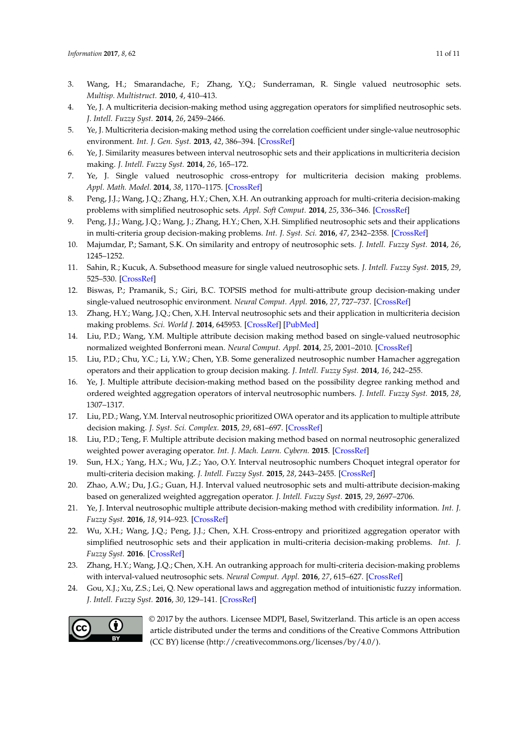3. Wang, H.; Smarandache, F.; Zhang, Y.Q.; Sunderraman, R. Single valued neutrosophic sets. *Multisp. Multistruct.* **2010**, *4*, 410–413.
4. Ye, J. A multicriteria decision-making method using aggregation operators for simplified neutrosophic sets. *J. Intell. Fuzzy Syst.* **2014**, *26*, 2459–2466.
5. Ye, J. Multicriteria decision-making method using the correlation coefficient under single-value neutrosophic environment. *Int. J. Gen. Syst.* **2013**, *42*, 386–394. [CrossRef]
6. Ye, J. Similarity measures between interval neutrosophic sets and their applications in multicriteria decision making. *J. Intell. Fuzzy Syst.* **2014**, *26*, 165–172.
7. Ye, J. Single valued neutrosophic cross-entropy for multicriteria decision making problems. *Appl. Math. Model.* **2014**, *38*, 1170–1175. [CrossRef]
8. Peng, J.J.; Wang, J.Q.; Zhang, H.Y.; Chen, X.H. An outranking approach for multi-criteria decision-making problems with simplified neutrosophic sets. *Appl. Soft Comput.* **2014**, *25*, 336–346. [CrossRef]
9. Peng, J.J.; Wang, J.Q.; Wang, J.; Zhang, H.Y.; Chen, X.H. Simplified neutrosophic sets and their applications in multi-criteria group decision-making problems. *Int. J. Syst. Sci.* **2016**, *47*, 2342–2358. [CrossRef]
10. Majumdar, P.; Samant, S.K. On similarity and entropy of neutrosophic sets. *J. Intell. Fuzzy Syst.* **2014**, *26*, 1245–1252.
11. Sahin, R.; Kucuk, A. Subsethood measure for single valued neutrosophic sets. *J. Intell. Fuzzy Syst.* **2015**, *29*, 525–530. [CrossRef]
12. Biswas, P.; Pramanik, S.; Giri, B.C. TOPSIS method for multi-attribute group decision-making under single-valued neutrosophic environment. *Neural Comput. Appl.* **2016**, *27*, 727–737. [CrossRef]
13. Zhang, H.Y.; Wang, J.Q.; Chen, X.H. Interval neutrosophic sets and their application in multicriteria decision making problems. *Sci. World J.* **2014**, 645953. [CrossRef] [PubMed]
14. Liu, P.D.; Wang, Y.M. Multiple attribute decision making method based on single-valued neutrosophic normalized weighted Bonferroni mean. *Neural Comput. Appl.* **2014**, *25*, 2001–2010. [CrossRef]
15. Liu, P.D.; Chu, Y.C.; Li, Y.W.; Chen, Y.B. Some generalized neutrosophic number Hamacher aggregation operators and their application to group decision making. *J. Intell. Fuzzy Syst.* **2014**, *16*, 242–255.
16. Ye, J. Multiple attribute decision-making method based on the possibility degree ranking method and ordered weighted aggregation operators of interval neutrosophic numbers. *J. Intell. Fuzzy Syst.* **2015**, *28*, 1307–1317.
17. Liu, P.D.; Wang, Y.M. Interval neutrosophic prioritized OWA operator and its application to multiple attribute decision making. *J. Syst. Sci. Complex.* **2015**, *29*, 681–697. [CrossRef]
18. Liu, P.D.; Teng, F. Multiple attribute decision making method based on normal neutrosophic generalized weighted power averaging operator. *Int. J. Mach. Learn. Cybern.* **2015**. [CrossRef]
19. Sun, H.X.; Yang, H.X.; Wu, J.Z.; Yao, O.Y. Interval neutrosophic numbers Choquet integral operator for multi-criteria decision making. *J. Intell. Fuzzy Syst.* **2015**, *28*, 2443–2455. [CrossRef]
20. Zhao, A.W.; Du, J.G.; Guan, H.J. Interval valued neutrosophic sets and multi-attribute decision-making based on generalized weighted aggregation operator. *J. Intell. Fuzzy Syst.* **2015**, *29*, 2697–2706.
21. Ye, J. Interval neutrosophic multiple attribute decision-making method with credibility information. *Int. J. Fuzzy Syst.* **2016**, *18*, 914–923. [CrossRef]
22. Wu, X.H.; Wang, J.Q.; Peng, J.J.; Chen, X.H. Cross-entropy and prioritized aggregation operator with simplified neutrosophic sets and their application in multi-criteria decision-making problems. *Int. J. Fuzzy Syst.* **2016**. [CrossRef]
23. Zhang, H.Y.; Wang, J.Q.; Chen, X.H. An outranking approach for multi-criteria decision-making problems with interval-valued neutrosophic sets. *Neural Comput. Appl.* **2016**, *27*, 615–627. [CrossRef]
24. Gou, X.J.; Xu, Z.S.; Lei, Q. New operational laws and aggregation method of intuitionistic fuzzy information. *J. Intell. Fuzzy Syst.* **2016**, *30*, 129–141. [CrossRef]

© 2017 by the authors. Licensee MDPI, Basel, Switzerland. This article is an open access article distributed under the terms and conditions of the Creative Commons Attribution (CC BY) license (http://creativecommons.org/licenses/by/4.0/).